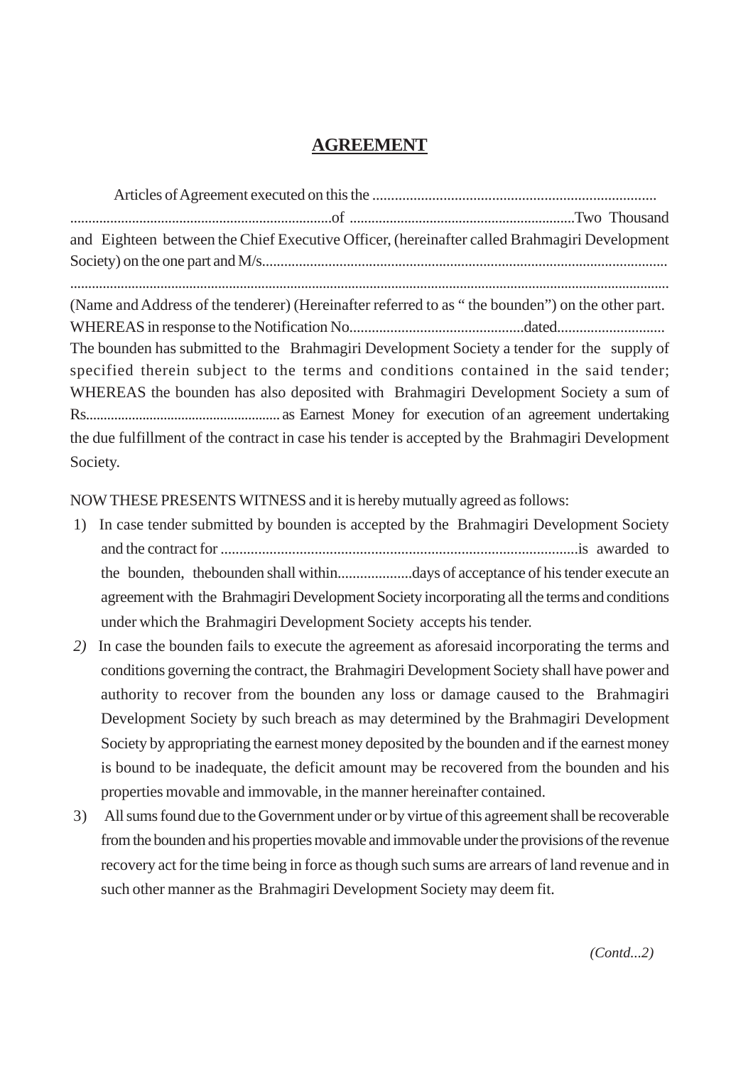# **AGREEMENT**

Articles of Agreement executed on this the ............................................................................
.......................................................................of .............................................................Two Thousand and Eighteen between the Chief Executive Officer, (hereinafter called Brahmagiri Development Society) on the one part and M/s.............................................................................................................
...................................................................................................................................................
(Name and Address of the tenderer) (Hereinafter referred to as " the bounden") on the other part.
WHEREAS in response to the Notification No...............................................dated.............................
The bounden has submitted to the Brahmagiri Development Society a tender for the supply of specified therein subject to the terms and conditions contained in the said tender; WHEREAS the bounden has also deposited with Brahmagiri Development Society a sum of Rs...................................................... as Earnest Money for execution of an agreement undertaking the due fulfillment of the contract in case his tender is accepted by the Brahmagiri Development Society.

NOW THESE PRESENTS WITNESS and it is hereby mutually agreed as follows:

1) In case tender submitted by bounden is accepted by the Brahmagiri Development Society and the contract for ...............................................................................................is awarded to the bounden, thebounden shall within....................days of acceptance of his tender execute an agreement with the Brahmagiri Development Society incorporating all the terms and conditions under which the Brahmagiri Development Society accepts his tender.
2) In case the bounden fails to execute the agreement as aforesaid incorporating the terms and conditions governing the contract, the Brahmagiri Development Society shall have power and authority to recover from the bounden any loss or damage caused to the Brahmagiri Development Society by such breach as may determined by the Brahmagiri Development Society by appropriating the earnest money deposited by the bounden and if the earnest money is bound to be inadequate, the deficit amount may be recovered from the bounden and his properties movable and immovable, in the manner hereinafter contained.
3) All sums found due to the Government under or by virtue of this agreement shall be recoverable from the bounden and his properties movable and immovable under the provisions of the revenue recovery act for the time being in force as though such sums are arrears of land revenue and in such other manner as the Brahmagiri Development Society may deem fit.

*(Contd...2)*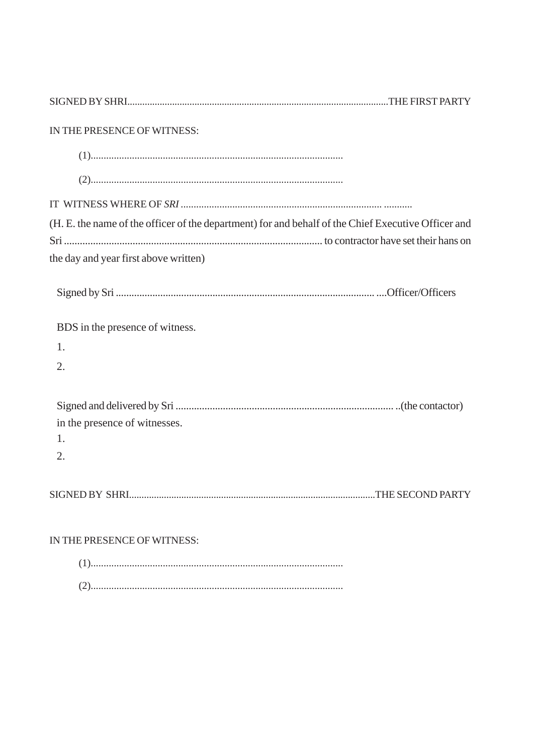SIGNED BY SHRI.........................................................................................................THE FIRST PARTY

IN THE PRESENCE OF WITNESS:

(1)..................................................................................................

(2)..................................................................................................

IT WITNESS WHERE OF *SRI* ............................................................................ ...........

(H. E. the name of the officer of the department) for and behalf of the Chief Executive Officer and Sri .................................................................................................. to contractor have set their hans on the day and year first above written)

Signed by Sri .................................................................................................... ....Officer/Officers

BDS in the presence of witness.

1.

2.

Signed and delivered by Sri .................................................................................... ..(the contactor)
in the presence of witnesses.

1.

2.

SIGNED BY SHRI..................................................................................................THE SECOND PARTY

IN THE PRESENCE OF WITNESS:

(1)..................................................................................................

(2)..................................................................................................